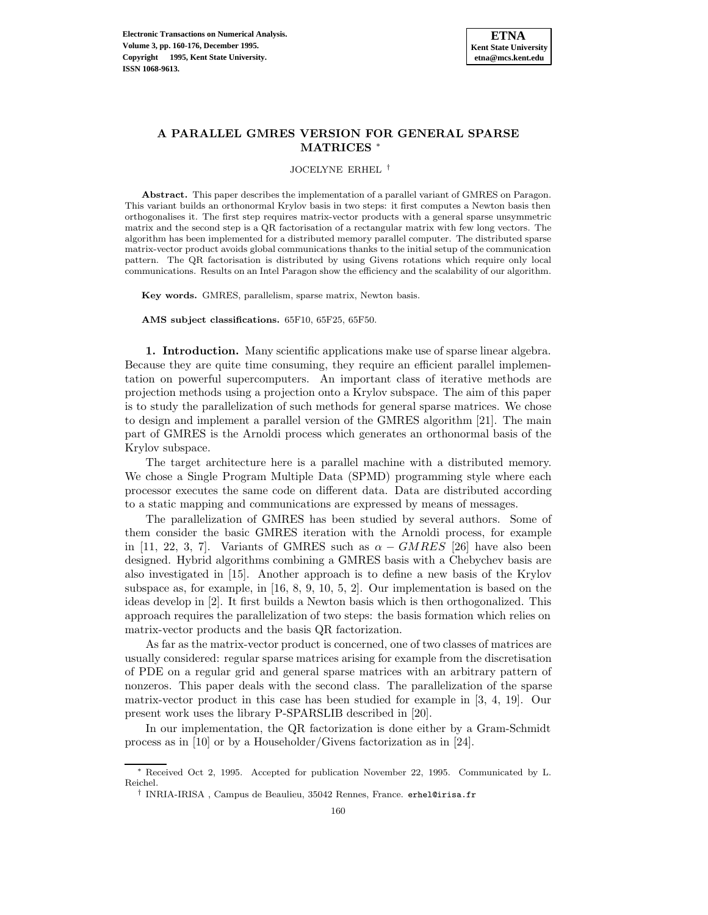# A PARALLEL GMRES VERSION FOR GENERAL SPARSE MATRICES *

JOCELYNE ERHEL †

**Abstract.** This paper describes the implementation of a parallel variant of GMRES on Paragon. This variant builds an orthonormal Krylov basis in two steps: it first computes a Newton basis then orthogonalises it. The first step requires matrix-vector products with a general sparse unsymmetric matrix and the second step is a QR factorisation of a rectangular matrix with few long vectors. The algorithm has been implemented for a distributed memory parallel computer. The distributed sparse matrix-vector product avoids global communications thanks to the initial setup of the communication pattern. The QR factorisation is distributed by using Givens rotations which require only local communications. Results on an Intel Paragon show the efficiency and the scalability of our algorithm.

**Key words.** GMRES, parallelism, sparse matrix, Newton basis.

**AMS subject classifications.** 65F10, 65F25, 65F50.

## 1. Introduction.

Many scientific applications make use of sparse linear algebra. Because they are quite time consuming, they require an efficient parallel implementation on powerful supercomputers. An important class of iterative methods are projection methods using a projection onto a Krylov subspace. The aim of this paper is to study the parallelization of such methods for general sparse matrices. We chose to design and implement a parallel version of the GMRES algorithm [21]. The main part of GMRES is the Arnoldi process which generates an orthonormal basis of the Krylov subspace.

The target architecture here is a parallel machine with a distributed memory. We chose a Single Program Multiple Data (SPMD) programming style where each processor executes the same code on different data. Data are distributed according to a static mapping and communications are expressed by means of messages.

The parallelization of GMRES has been studied by several authors. Some of them consider the basic GMRES iteration with the Arnoldi process, for example in [11, 22, 3, 7]. Variants of GMRES such as $\alpha - GMRES$ [26] have also been designed. Hybrid algorithms combining a GMRES basis with a Chebychev basis are also investigated in [15]. Another approach is to define a new basis of the Krylov subspace as, for example, in [16, 8, 9, 10, 5, 2]. Our implementation is based on the ideas develop in [2]. It first builds a Newton basis which is then orthogonalized. This approach requires the parallelization of two steps: the basis formation which relies on matrix-vector products and the basis QR factorization.

As far as the matrix-vector product is concerned, one of two classes of matrices are usually considered: regular sparse matrices arising for example from the discretisation of PDE on a regular grid and general sparse matrices with an arbitrary pattern of nonzeros. This paper deals with the second class. The parallelization of the sparse matrix-vector product in this case has been studied for example in [3, 4, 19]. Our present work uses the library P-SPARSLIB described in [20].

In our implementation, the QR factorization is done either by a Gram-Schmidt process as in [10] or by a Householder/Givens factorization as in [24].

* Received Oct 2, 1995. Accepted for publication November 22, 1995. Communicated by L. Reichel.

† INRIA-IRISA , Campus de Beaulieu, 35042 Rennes, France. erhel@irisa.fr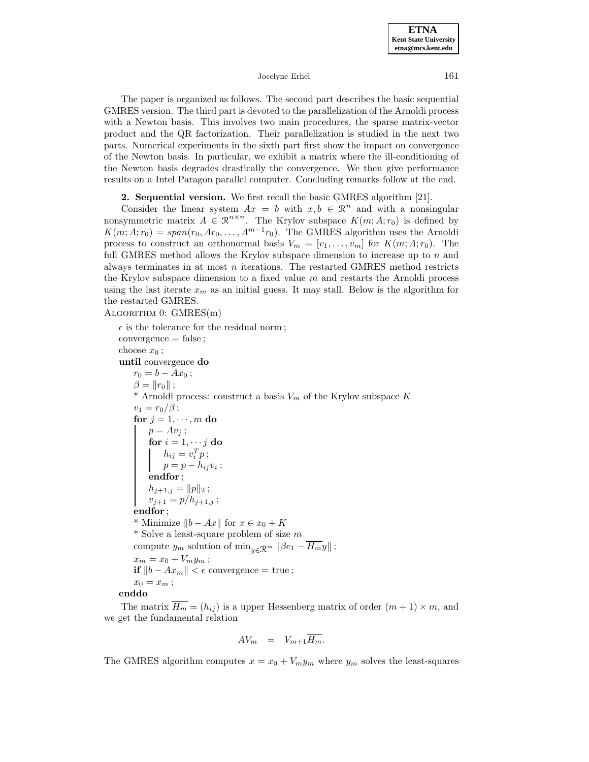The paper is organized as follows. The second part describes the basic sequential GMRES version. The third part is devoted to the parallelization of the Arnoldi process with a Newton basis. This involves two main procedures, the sparse matrix-vector product and the QR factorization. Their parallelization is studied in the next two parts. Numerical experiments in the sixth part first show the impact on convergence of the Newton basis. In particular, we exhibit a matrix where the ill-conditioning of the Newton basis degrades drastically the convergence. We then give performance results on a Intel Paragon parallel computer. Concluding remarks follow at the end.

**2. Sequential version.** We first recall the basic GMRES algorithm [21].

Consider the linear system $Ax = b$ with $x, b \in \mathcal{R}^n$ and with a nonsingular nonsymmetric matrix $A \in \mathcal{R}^{n \times n}$. The Krylov subspace $K(m; A; r_0)$ is defined by $K(m; A; r_0) = span(r_0, Ar_0, \ldots, A^{m-1}r_0)$. The GMRES algorithm uses the Arnoldi process to construct an orthonormal basis $V_m = [v_1, \ldots, v_m]$ for $K(m; A; r_0)$. The full GMRES method allows the Krylov subspace dimension to increase up to $n$ and always terminates in at most $n$ iterations. The restarted GMRES method restricts the Krylov subspace dimension to a fixed value $m$ and restarts the Arnoldi process using the last iterate $x_m$ as an initial guess. It may stall. Below is the algorithm for the restarted GMRES.

Algorithm 0: GMRES(m)

```
ε is the tolerance for the residual norm ;
convergence = false ;
choose x_0 ;
until convergence do
    r_0 = b − A x_0 ;
    β = ‖r_0‖ ;
    * Arnoldi process: construct a basis V_m of the Krylov subspace K
    v_1 = r_0/β ;
    for j = 1, ..., m do
        p = A v_j ;
        for i = 1, ... j do
            h_ij = v_i^T p ;
            p = p − h_ij v_i ;
        endfor ;
        h_{j+1,j} = ‖p‖_2 ;
        v_{j+1} = p / h_{j+1,j} ;
    endfor ;
    * Minimize ‖b − Ax‖ for x ∈ x_0 + K
    * Solve a least-square problem of size m
    compute y_m solution of min_{y∈R^m} ‖β e_1 − H̄_m y‖ ;
    x_m = x_0 + V_m y_m ;
    if ‖b − A x_m‖ < ε convergence = true ;
    x_0 = x_m ;
enddo
```

The matrix $\overline{H_m} = (h_{ij})$ is a upper Hessenberg matrix of order $(m+1) \times m$, and we get the fundamental relation

$$AV_m \quad = \quad V_{m+1}\overline{H_m}.$$

The GMRES algorithm computes $x = x_0 + V_m y_m$ where $y_m$ solves the least-squares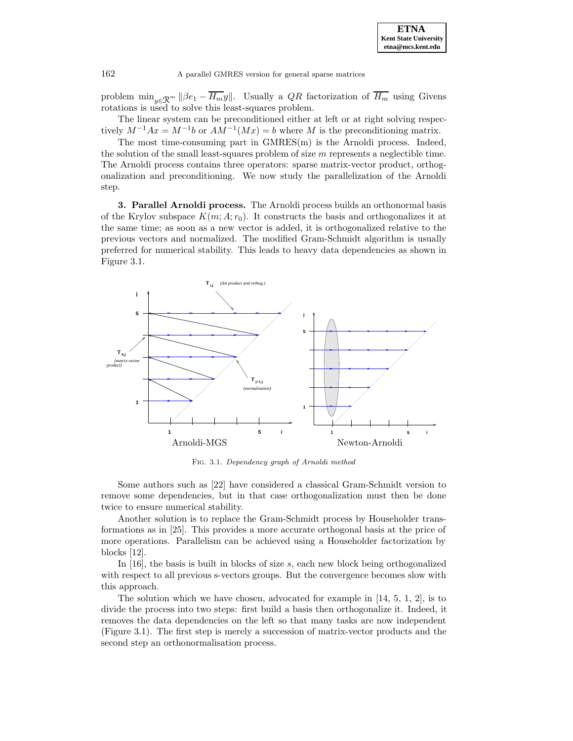problem $\min_{y \in \mathcal{R}^m} \|\beta e_1 - \overline{H_m} y\|$. Usually a $QR$ factorization of $\overline{H_m}$ using Givens rotations is used to solve this least-squares problem.

The linear system can be preconditioned either at left or at right solving respectively $M^{-1}Ax = M^{-1}b$ or $AM^{-1}(Mx) = b$ where $M$ is the preconditioning matrix.

The most time-consuming part in GMRES(m) is the Arnoldi process. Indeed, the solution of the small least-squares problem of size $m$ represents a neglectible time. The Arnoldi process contains three operators: sparse matrix-vector product, orthogonalization and preconditioning. We now study the parallelization of the Arnoldi step.

**3. Parallel Arnoldi process.** The Arnoldi process builds an orthonormal basis of the Krylov subspace $K(m; A; r_0)$. It constructs the basis and orthogonalizes it at the same time; as soon as a new vector is added, it is orthogonalized relative to the previous vectors and normalized. The modified Gram-Schmidt algorithm is usually preferred for numerical stability. This leads to heavy data dependencies as shown in Figure 3.1.

Fig. 3.1. *Dependency graph of Arnoldi method*

Some authors such as [22] have considered a classical Gram-Schmidt version to remove some dependencies, but in that case orthogonalization must then be done twice to ensure numerical stability.

Another solution is to replace the Gram-Schmidt process by Householder transformations as in [25]. This provides a more accurate orthogonal basis at the price of more operations. Parallelism can be achieved using a Householder factorization by blocks [12].

In [16], the basis is built in blocks of size $s$, each new block being orthogonalized with respect to all previous s-vectors groups. But the convergence becomes slow with this approach.

The solution which we have chosen, advocated for example in [14, 5, 1, 2], is to divide the process into two steps: first build a basis then orthogonalize it. Indeed, it removes the data dependencies on the left so that many tasks are now independent (Figure 3.1). The first step is merely a succession of matrix-vector products and the second step an orthonormalisation process.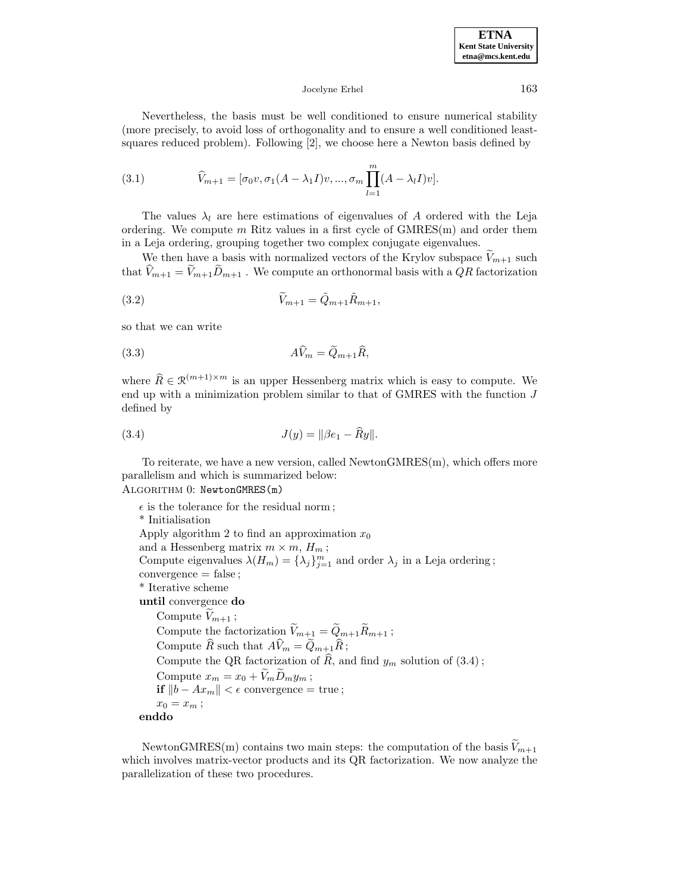Nevertheless, the basis must be well conditioned to ensure numerical stability (more precisely, to avoid loss of orthogonality and to ensure a well conditioned least-squares reduced problem). Following [2], we choose here a Newton basis defined by

$$\widehat{V}_{m+1} = [\sigma_0 v, \sigma_1 (A - \lambda_1 I)v, ..., \sigma_m \prod_{l=1}^{m} (A - \lambda_l I)v]. \tag{3.1}$$

The values $\lambda_l$ are here estimations of eigenvalues of $A$ ordered with the Leja ordering. We compute $m$ Ritz values in a first cycle of GMRES(m) and order them in a Leja ordering, grouping together two complex conjugate eigenvalues.

We then have a basis with normalized vectors of the Krylov subspace $\widetilde{V}_{m+1}$ such that $\widehat{V}_{m+1} = \widetilde{V}_{m+1}\widetilde{D}_{m+1}$ . We compute an orthonormal basis with a $QR$ factorization

$$\widetilde{V}_{m+1} = \tilde{Q}_{m+1}\tilde{R}_{m+1}, \tag{3.2}$$

so that we can write

$$A\widehat{V}_m = \widetilde{Q}_{m+1}\widehat{R}, \tag{3.3}$$

where $\widehat{R} \in \Re^{(m+1)\times m}$ is an upper Hessenberg matrix which is easy to compute. We end up with a minimization problem similar to that of GMRES with the function $J$ defined by

$$J(y) = \|\beta e_1 - \widehat{R}y\|. \tag{3.4}$$

To reiterate, we have a new version, called NewtonGMRES(m), which offers more parallelism and which is summarized below:

Algorithm 0: `NewtonGMRES(m)`

$\epsilon$ is the tolerance for the residual norm ;
\* Initialisation
Apply algorithm 2 to find an approximation $x_0$
and a Hessenberg matrix $m \times m$, $H_m$ ;
Compute eigenvalues $\lambda(H_m) = \{\lambda_j\}_{j=1}^m$ and order $\lambda_j$ in a Leja ordering ;
convergence = false ;
\* Iterative scheme
**until** convergence **do**
  Compute $\widetilde{V}_{m+1}$ ;
  Compute the factorization $\widetilde{V}_{m+1} = \widetilde{Q}_{m+1}\widetilde{R}_{m+1}$ ;
  Compute $\widehat{R}$ such that $A\widehat{V}_m = \widetilde{Q}_{m+1}\widehat{R}$ ;
  Compute the QR factorization of $\widehat{R}$, and find $y_m$ solution of (3.4) ;
  Compute $x_m = x_0 + \widetilde{V}_m\widetilde{D}_m y_m$ ;
  **if** $\|b - Ax_m\| < \epsilon$ convergence = true ;
  $x_0 = x_m$ ;
**enddo**

NewtonGMRES(m) contains two main steps: the computation of the basis $\widetilde{V}_{m+1}$ which involves matrix-vector products and its QR factorization. We now analyze the parallelization of these two procedures.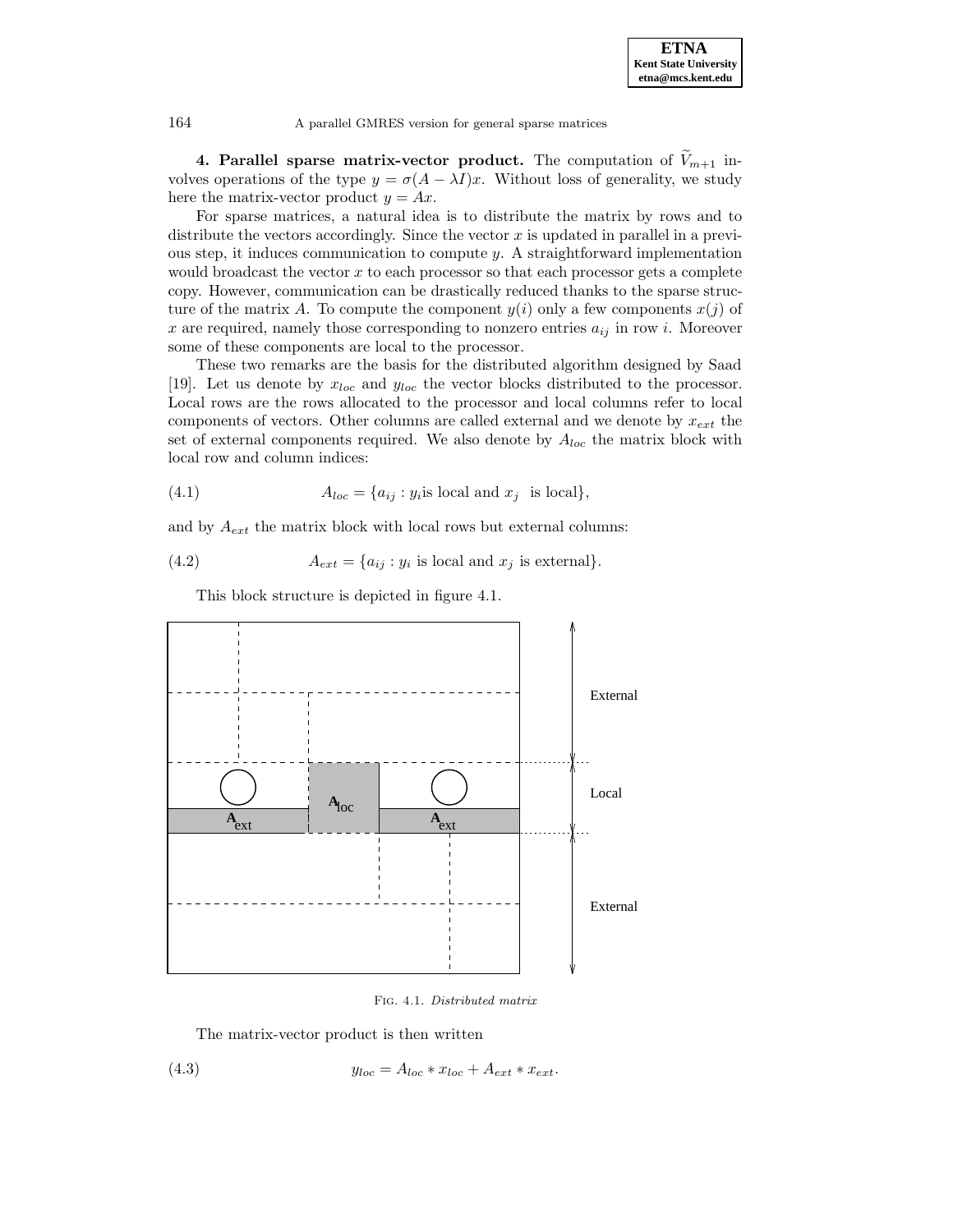**4. Parallel sparse matrix-vector product.** The computation of $\widetilde{V}_{m+1}$ involves operations of the type $y = \sigma(A - \lambda I)x$. Without loss of generality, we study here the matrix-vector product $y = Ax$.

For sparse matrices, a natural idea is to distribute the matrix by rows and to distribute the vectors accordingly. Since the vector $x$ is updated in parallel in a previous step, it induces communication to compute $y$. A straightforward implementation would broadcast the vector $x$ to each processor so that each processor gets a complete copy. However, communication can be drastically reduced thanks to the sparse structure of the matrix $A$. To compute the component $y(i)$ only a few components $x(j)$ of $x$ are required, namely those corresponding to nonzero entries $a_{ij}$ in row $i$. Moreover some of these components are local to the processor.

These two remarks are the basis for the distributed algorithm designed by Saad [19]. Let us denote by $x_{loc}$ and $y_{loc}$ the vector blocks distributed to the processor. Local rows are the rows allocated to the processor and local columns refer to local components of vectors. Other columns are called external and we denote by $x_{ext}$ the set of external components required. We also denote by $A_{loc}$ the matrix block with local row and column indices:

$$A_{loc} = \{a_{ij} : y_i \text{is local and } x_j \text{ is local}\}, \tag{4.1}$$

and by $A_{ext}$ the matrix block with local rows but external columns:

$$A_{ext} = \{a_{ij} : y_i \text{ is local and } x_j \text{ is external}\}. \tag{4.2}$$

This block structure is depicted in figure 4.1.

Fig. 4.1. *Distributed matrix*

The matrix-vector product is then written

$$y_{loc} = A_{loc} * x_{loc} + A_{ext} * x_{ext}. \tag{4.3}$$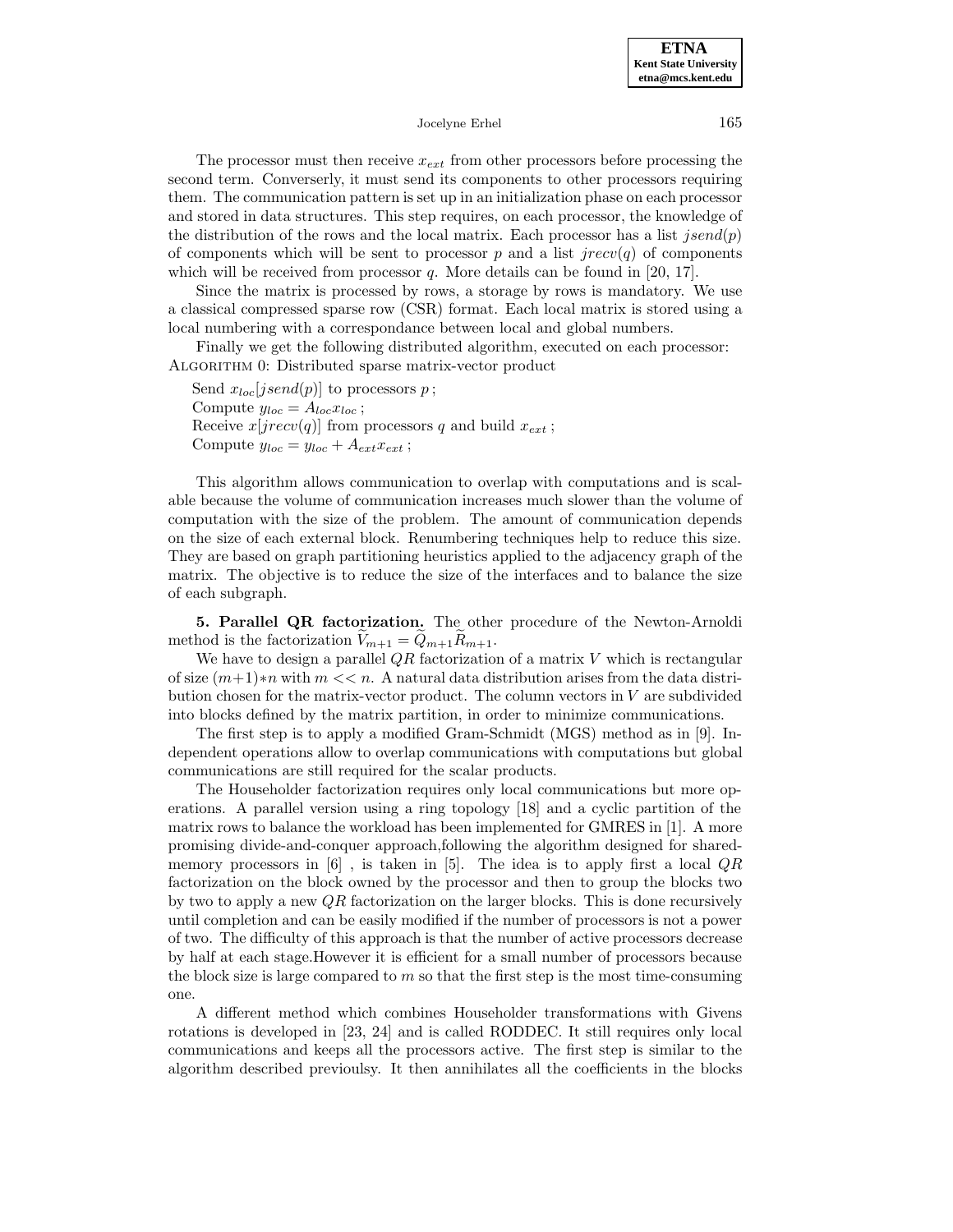The processor must then receive $x_{ext}$ from other processors before processing the second term. Converserly, it must send its components to other processors requiring them. The communication pattern is set up in an initialization phase on each processor and stored in data structures. This step requires, on each processor, the knowledge of the distribution of the rows and the local matrix. Each processor has a list $jsend(p)$ of components which will be sent to processor $p$ and a list $jrecv(q)$ of components which will be received from processor $q$. More details can be found in [20, 17].

Since the matrix is processed by rows, a storage by rows is mandatory. We use a classical compressed sparse row (CSR) format. Each local matrix is stored using a local numbering with a correspondance between local and global numbers.

Finally we get the following distributed algorithm, executed on each processor:

Algorithm 0: Distributed sparse matrix-vector product

Send $x_{loc}[jsend(p)]$ to processors $p$ ;
Compute $y_{loc} = A_{loc}x_{loc}$ ;
Receive $x[jrecv(q)]$ from processors $q$ and build $x_{ext}$ ;
Compute $y_{loc} = y_{loc} + A_{ext}x_{ext}$ ;

This algorithm allows communication to overlap with computations and is scalable because the volume of communication increases much slower than the volume of computation with the size of the problem. The amount of communication depends on the size of each external block. Renumbering techniques help to reduce this size. They are based on graph partitioning heuristics applied to the adjacency graph of the matrix. The objective is to reduce the size of the interfaces and to balance the size of each subgraph.

**5. Parallel QR factorization.** The other procedure of the Newton-Arnoldi method is the factorization $\widetilde{V}_{m+1} = \widetilde{Q}_{m+1}\widetilde{R}_{m+1}$.

We have to design a parallel $QR$ factorization of a matrix $V$ which is rectangular of size $(m+1)*n$ with $m << n$. A natural data distribution arises from the data distribution chosen for the matrix-vector product. The column vectors in $V$ are subdivided into blocks defined by the matrix partition, in order to minimize communications.

The first step is to apply a modified Gram-Schmidt (MGS) method as in [9]. Independent operations allow to overlap communications with computations but global communications are still required for the scalar products.

The Householder factorization requires only local communications but more operations. A parallel version using a ring topology [18] and a cyclic partition of the matrix rows to balance the workload has been implemented for GMRES in [1]. A more promising divide-and-conquer approach,following the algorithm designed for shared-memory processors in [6] , is taken in [5]. The idea is to apply first a local $QR$ factorization on the block owned by the processor and then to group the blocks two by two to apply a new $QR$ factorization on the larger blocks. This is done recursively until completion and can be easily modified if the number of processors is not a power of two. The difficulty of this approach is that the number of active processors decrease by half at each stage.However it is efficient for a small number of processors because the block size is large compared to $m$ so that the first step is the most time-consuming one.

A different method which combines Householder transformations with Givens rotations is developed in [23, 24] and is called RODDEC. It still requires only local communications and keeps all the processors active. The first step is similar to the algorithm described previoulsy. It then annihilates all the coefficients in the blocks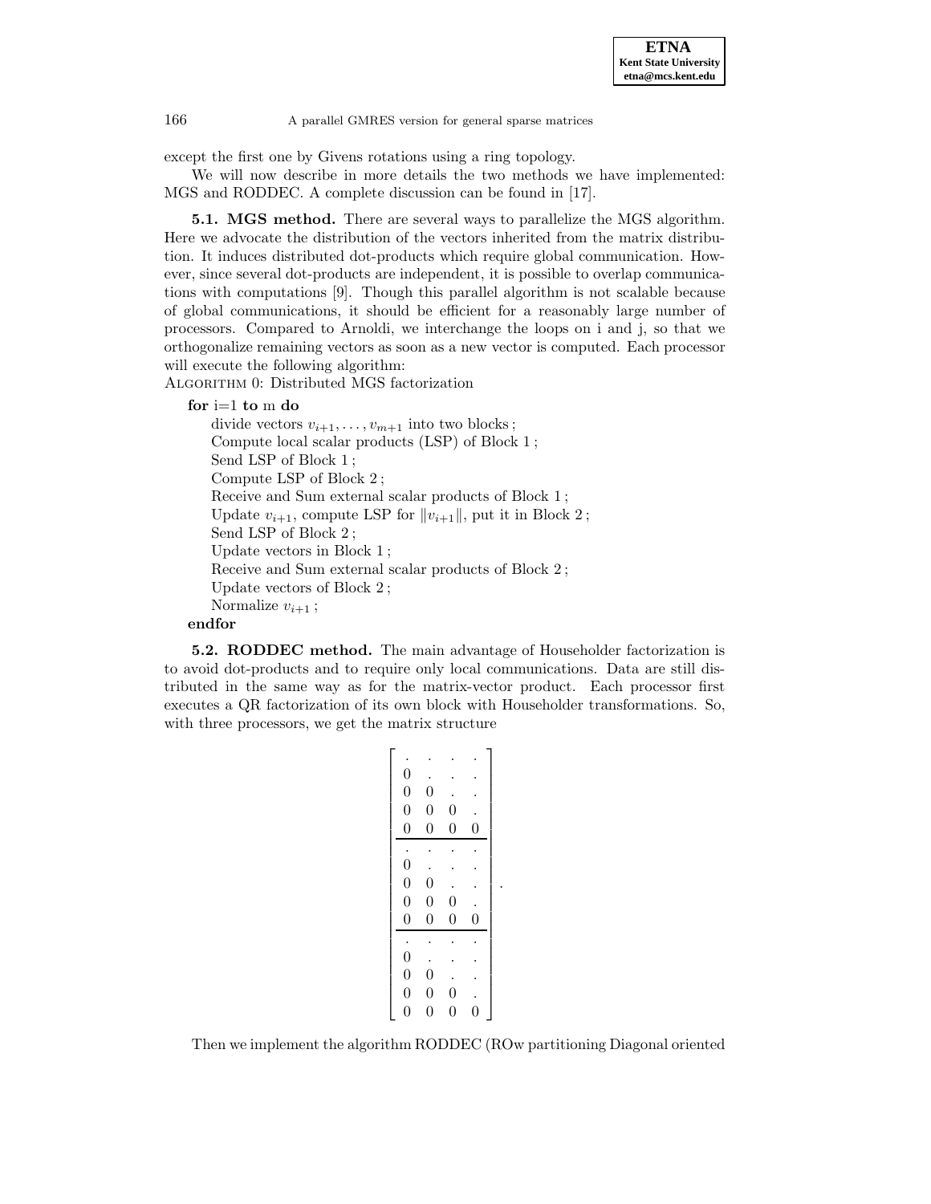except the first one by Givens rotations using a ring topology.

We will now describe in more details the two methods we have implemented: MGS and RODDEC. A complete discussion can be found in [17].

**5.1. MGS method.** There are several ways to parallelize the MGS algorithm. Here we advocate the distribution of the vectors inherited from the matrix distribution. It induces distributed dot-products which require global communication. However, since several dot-products are independent, it is possible to overlap communications with computations [9]. Though this parallel algorithm is not scalable because of global communications, it should be efficient for a reasonably large number of processors. Compared to Arnoldi, we interchange the loops on i and j, so that we orthogonalize remaining vectors as soon as a new vector is computed. Each processor will execute the following algorithm:

Algorithm 0: Distributed MGS factorization

**for** i=1 **to** m **do**
- divide vectors $v_{i+1}, \ldots, v_{m+1}$ into two blocks ;
- Compute local scalar products (LSP) of Block 1 ;
- Send LSP of Block 1 ;
- Compute LSP of Block 2 ;
- Receive and Sum external scalar products of Block 1 ;
- Update $v_{i+1}$, compute LSP for $\|v_{i+1}\|$, put it in Block 2 ;
- Send LSP of Block 2 ;
- Update vectors in Block 1 ;
- Receive and Sum external scalar products of Block 2 ;
- Update vectors of Block 2 ;
- Normalize $v_{i+1}$ ;

**endfor**

**5.2. RODDEC method.** The main advantage of Householder factorization is to avoid dot-products and to require only local communications. Data are still distributed in the same way as for the matrix-vector product. Each processor first executes a QR factorization of its own block with Householder transformations. So, with three processors, we get the matrix structure

$$\left[\begin{array}{cccc}
. & . & . & . \\
0 & . & . & . \\
0 & 0 & . & . \\
0 & 0 & 0 & . \\
0 & 0 & 0 & 0 \\
\hline
. & . & . & . \\
0 & . & . & . \\
0 & 0 & . & . \\
0 & 0 & 0 & . \\
0 & 0 & 0 & 0 \\
\hline
. & . & . & . \\
0 & . & . & . \\
0 & 0 & . & . \\
0 & 0 & 0 & . \\
0 & 0 & 0 & 0
\end{array}\right].$$

Then we implement the algorithm RODDEC (ROw partitioning Diagonal oriented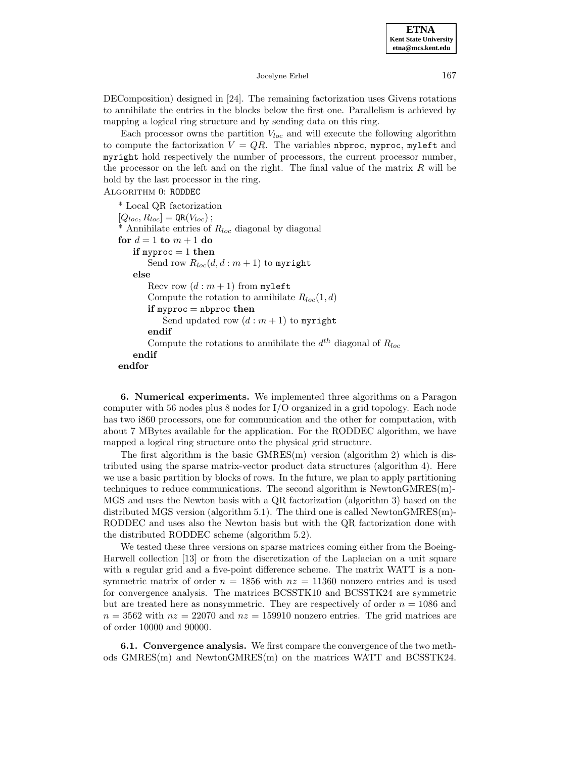DECOmposition) designed in [24]. The remaining factorization uses Givens rotations to annihilate the entries in the blocks below the first one. Parallelism is achieved by mapping a logical ring structure and by sending data on this ring.

Each processor owns the partition $V_{loc}$ and will execute the following algorithm to compute the factorization $V = QR$. The variables `nbproc`, `myproc`, `myleft` and `myright` hold respectively the number of processors, the current processor number, the processor on the left and on the right. The final value of the matrix $R$ will be hold by the last processor in the ring.

ALGORITHM 0: `RODDEC`

```
* Local QR factorization
[Q_loc, R_loc] = QR(V_loc) ;
* Annihilate entries of R_loc diagonal by diagonal
for d = 1 to m + 1 do
    if myproc = 1 then
        Send row R_loc(d, d : m + 1) to myright
    else
        Recv row (d : m + 1) from myleft
        Compute the rotation to annihilate R_loc(1, d)
        if myproc = nbproc then
            Send updated row (d : m + 1) to myright
        endif
        Compute the rotations to annihilate the d^th diagonal of R_loc
    endif
endfor
```

**6. Numerical experiments.** We implemented three algorithms on a Paragon computer with 56 nodes plus 8 nodes for I/O organized in a grid topology. Each node has two i860 processors, one for communication and the other for computation, with about 7 MBytes available for the application. For the RODDEC algorithm, we have mapped a logical ring structure onto the physical grid structure.

The first algorithm is the basic GMRES(m) version (algorithm 2) which is distributed using the sparse matrix-vector product data structures (algorithm 4). Here we use a basic partition by blocks of rows. In the future, we plan to apply partitioning techniques to reduce communications. The second algorithm is NewtonGMRES(m)-MGS and uses the Newton basis with a QR factorization (algorithm 3) based on the distributed MGS version (algorithm 5.1). The third one is called NewtonGMRES(m)-RODDEC and uses also the Newton basis but with the QR factorization done with the distributed RODDEC scheme (algorithm 5.2).

We tested these three versions on sparse matrices coming either from the Boeing-Harwell collection [13] or from the discretization of the Laplacian on a unit square with a regular grid and a five-point difference scheme. The matrix WATT is a nonsymmetric matrix of order $n = 1856$ with $nz = 11360$ nonzero entries and is used for convergence analysis. The matrices BCSSTK10 and BCSSTK24 are symmetric but are treated here as nonsymmetric. They are respectively of order $n = 1086$ and $n = 3562$ with $nz = 22070$ and $nz = 159910$ nonzero entries. The grid matrices are of order 10000 and 90000.

**6.1. Convergence analysis.** We first compare the convergence of the two methods GMRES(m) and NewtonGMRES(m) on the matrices WATT and BCSSTK24.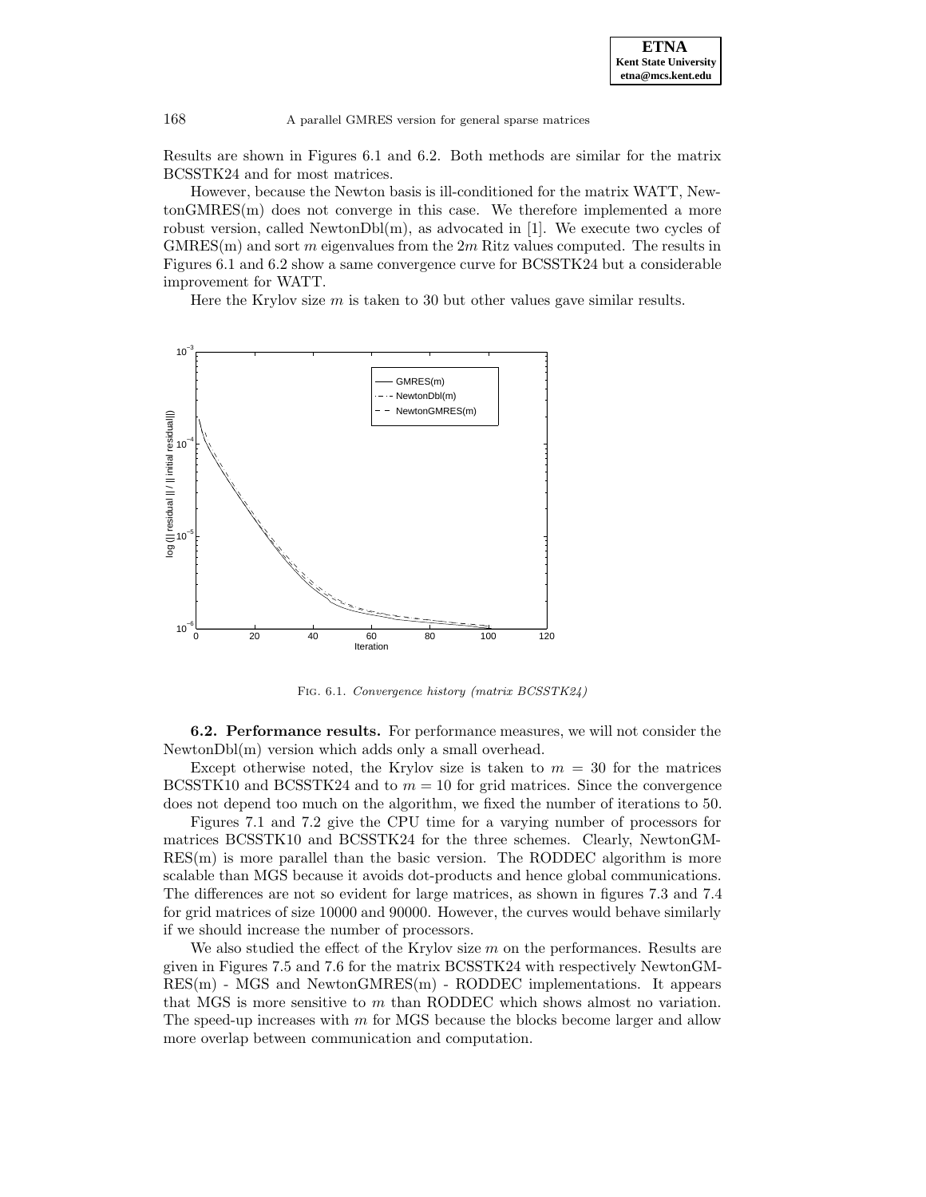Results are shown in Figures 6.1 and 6.2. Both methods are similar for the matrix BCSSTK24 and for most matrices.

However, because the Newton basis is ill-conditioned for the matrix WATT, NewtonGMRES(m) does not converge in this case. We therefore implemented a more robust version, called NewtonDbl(m), as advocated in [1]. We execute two cycles of GMRES(m) and sort $m$ eigenvalues from the $2m$ Ritz values computed. The results in Figures 6.1 and 6.2 show a same convergence curve for BCSSTK24 but a considerable improvement for WATT.

Here the Krylov size $m$ is taken to 30 but other values gave similar results.

Fig. 6.1. *Convergence history (matrix BCSSTK24)*

**6.2. Performance results.** For performance measures, we will not consider the NewtonDbl(m) version which adds only a small overhead.

Except otherwise noted, the Krylov size is taken to $m = 30$ for the matrices BCSSTK10 and BCSSTK24 and to $m = 10$ for grid matrices. Since the convergence does not depend too much on the algorithm, we fixed the number of iterations to 50.

Figures 7.1 and 7.2 give the CPU time for a varying number of processors for matrices BCSSTK10 and BCSSTK24 for the three schemes. Clearly, NewtonGMRES(m) is more parallel than the basic version. The RODDEC algorithm is more scalable than MGS because it avoids dot-products and hence global communications. The differences are not so evident for large matrices, as shown in figures 7.3 and 7.4 for grid matrices of size 10000 and 90000. However, the curves would behave similarly if we should increase the number of processors.

We also studied the effect of the Krylov size $m$ on the performances. Results are given in Figures 7.5 and 7.6 for the matrix BCSSTK24 with respectively NewtonGMRES(m) - MGS and NewtonGMRES(m) - RODDEC implementations. It appears that MGS is more sensitive to $m$ than RODDEC which shows almost no variation. The speed-up increases with $m$ for MGS because the blocks become larger and allow more overlap between communication and computation.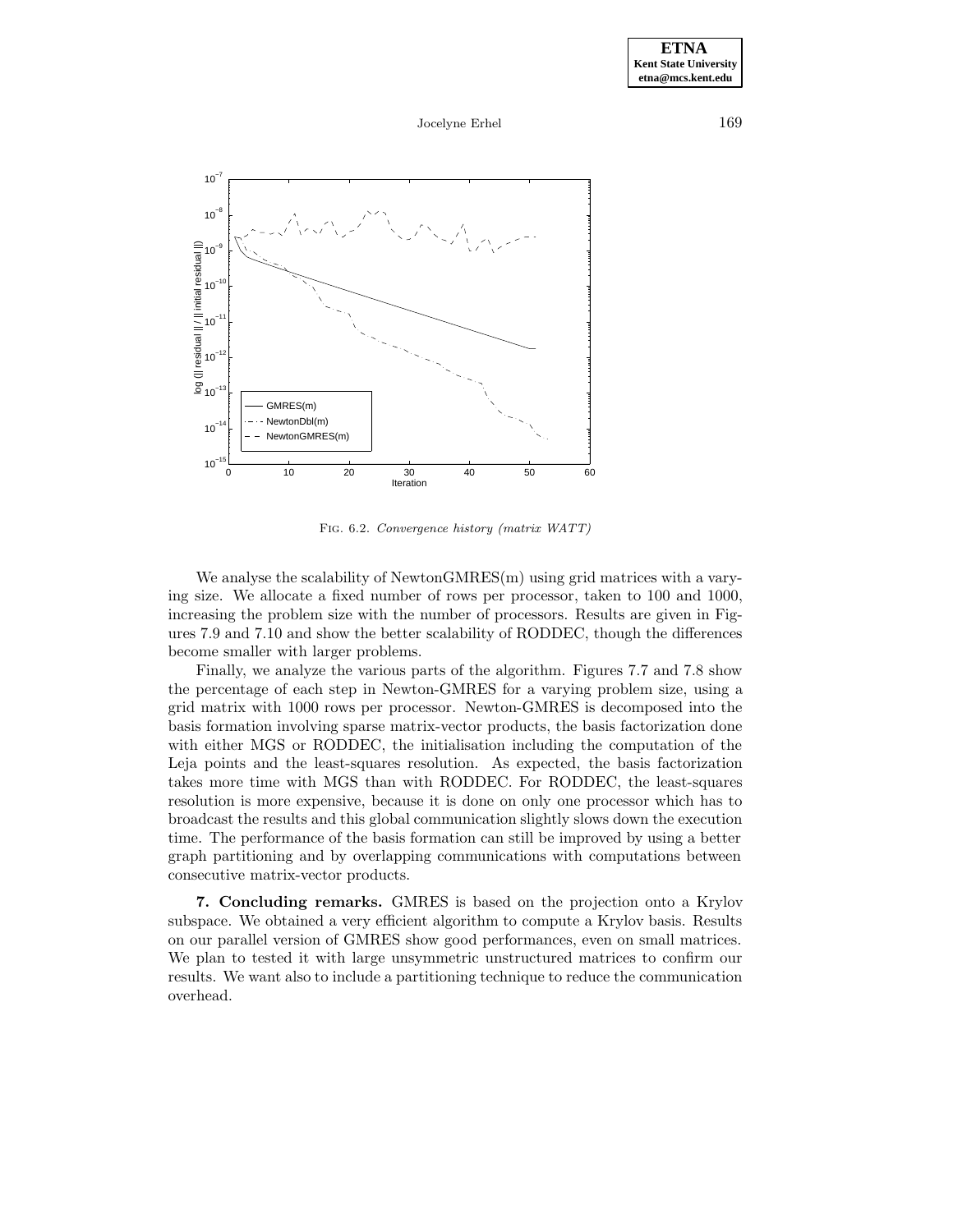Fig. 6.2. *Convergence history (matrix WATT)*

We analyse the scalability of NewtonGMRES(m) using grid matrices with a varying size. We allocate a fixed number of rows per processor, taken to 100 and 1000, increasing the problem size with the number of processors. Results are given in Figures 7.9 and 7.10 and show the better scalability of RODDEC, though the differences become smaller with larger problems.

Finally, we analyze the various parts of the algorithm. Figures 7.7 and 7.8 show the percentage of each step in Newton-GMRES for a varying problem size, using a grid matrix with 1000 rows per processor. Newton-GMRES is decomposed into the basis formation involving sparse matrix-vector products, the basis factorization done with either MGS or RODDEC, the initialisation including the computation of the Leja points and the least-squares resolution. As expected, the basis factorization takes more time with MGS than with RODDEC. For RODDEC, the least-squares resolution is more expensive, because it is done on only one processor which has to broadcast the results and this global communication slightly slows down the execution time. The performance of the basis formation can still be improved by using a better graph partitioning and by overlapping communications with computations between consecutive matrix-vector products.

**7. Concluding remarks.** GMRES is based on the projection onto a Krylov subspace. We obtained a very efficient algorithm to compute a Krylov basis. Results on our parallel version of GMRES show good performances, even on small matrices. We plan to tested it with large unsymmetric unstructured matrices to confirm our results. We want also to include a partitioning technique to reduce the communication overhead.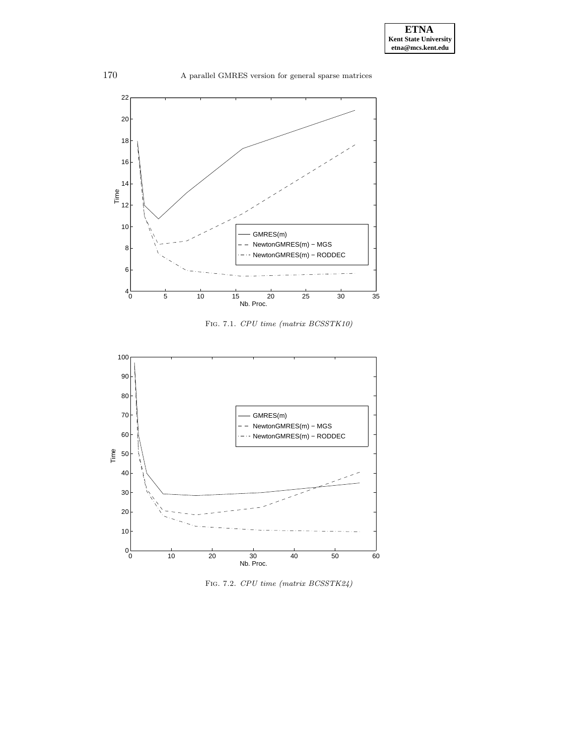Fig. 7.1. *CPU time (matrix BCSSTK10)*

Fig. 7.2. *CPU time (matrix BCSSTK24)*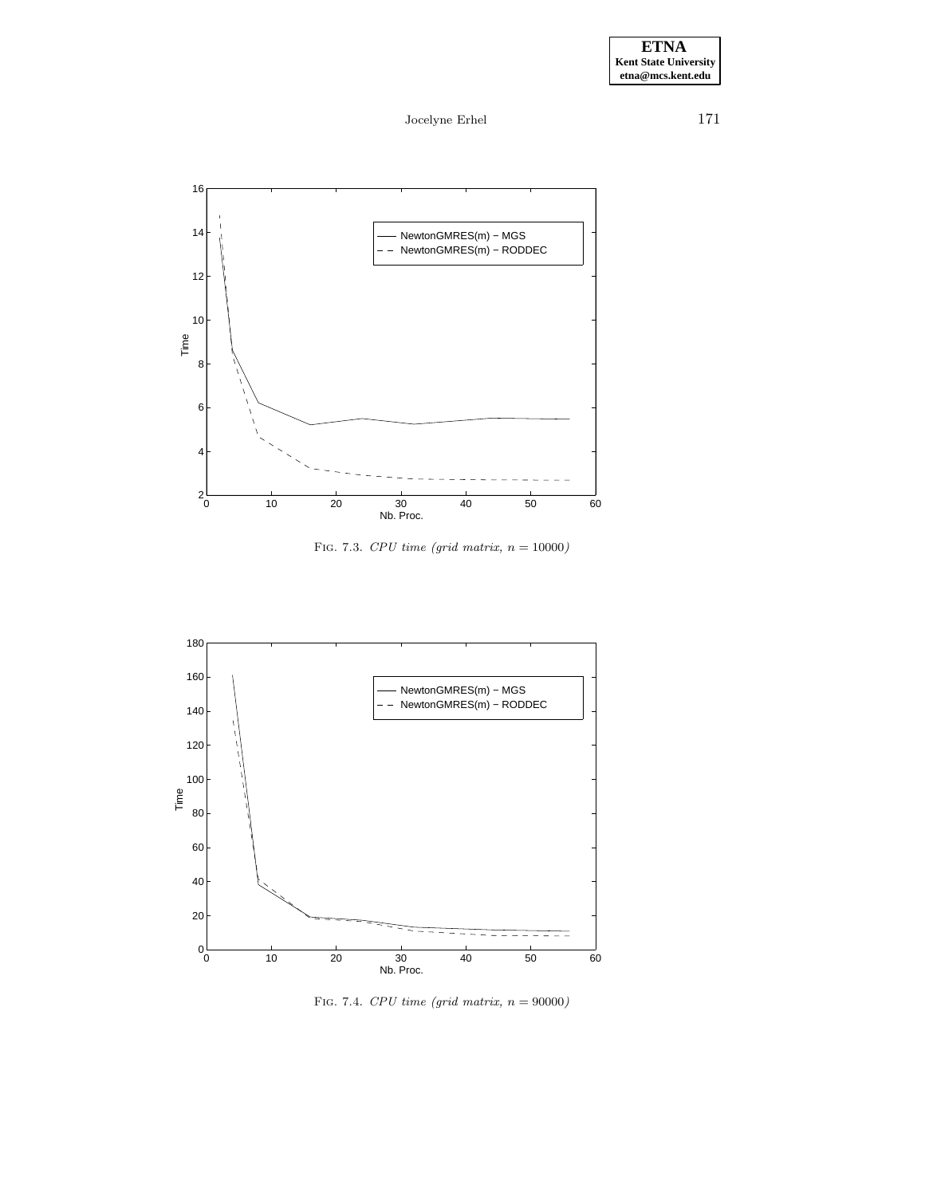Fig. 7.3. *CPU time (grid matrix, $n = 10000$)*

Fig. 7.4. *CPU time (grid matrix, $n = 90000$)*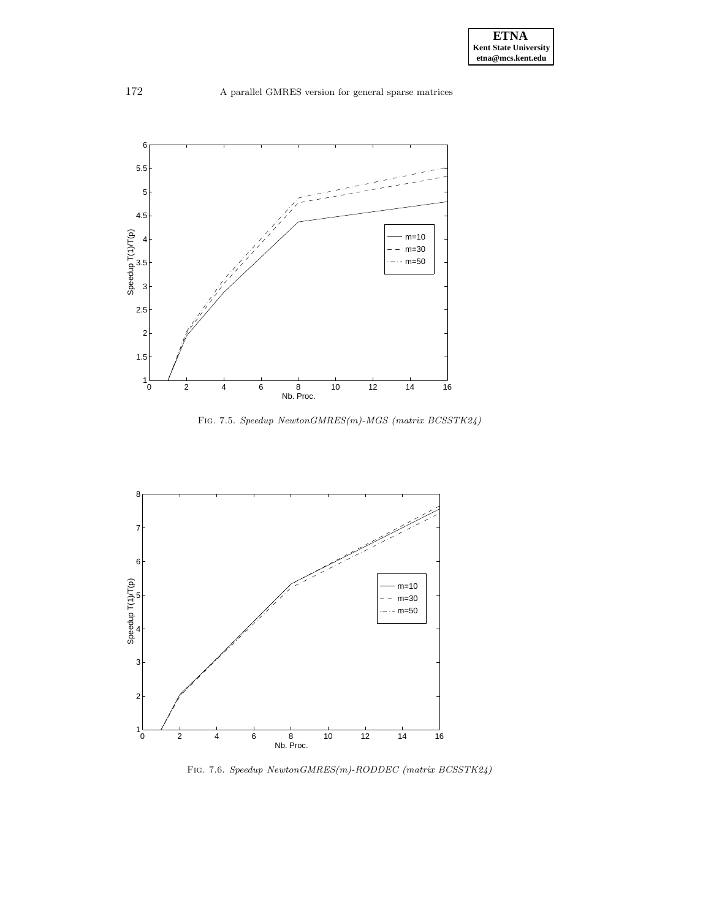Fig. 7.5. *Speedup NewtonGMRES(m)-MGS (matrix BCSSTK24)*

Fig. 7.6. *Speedup NewtonGMRES(m)-RODDEC (matrix BCSSTK24)*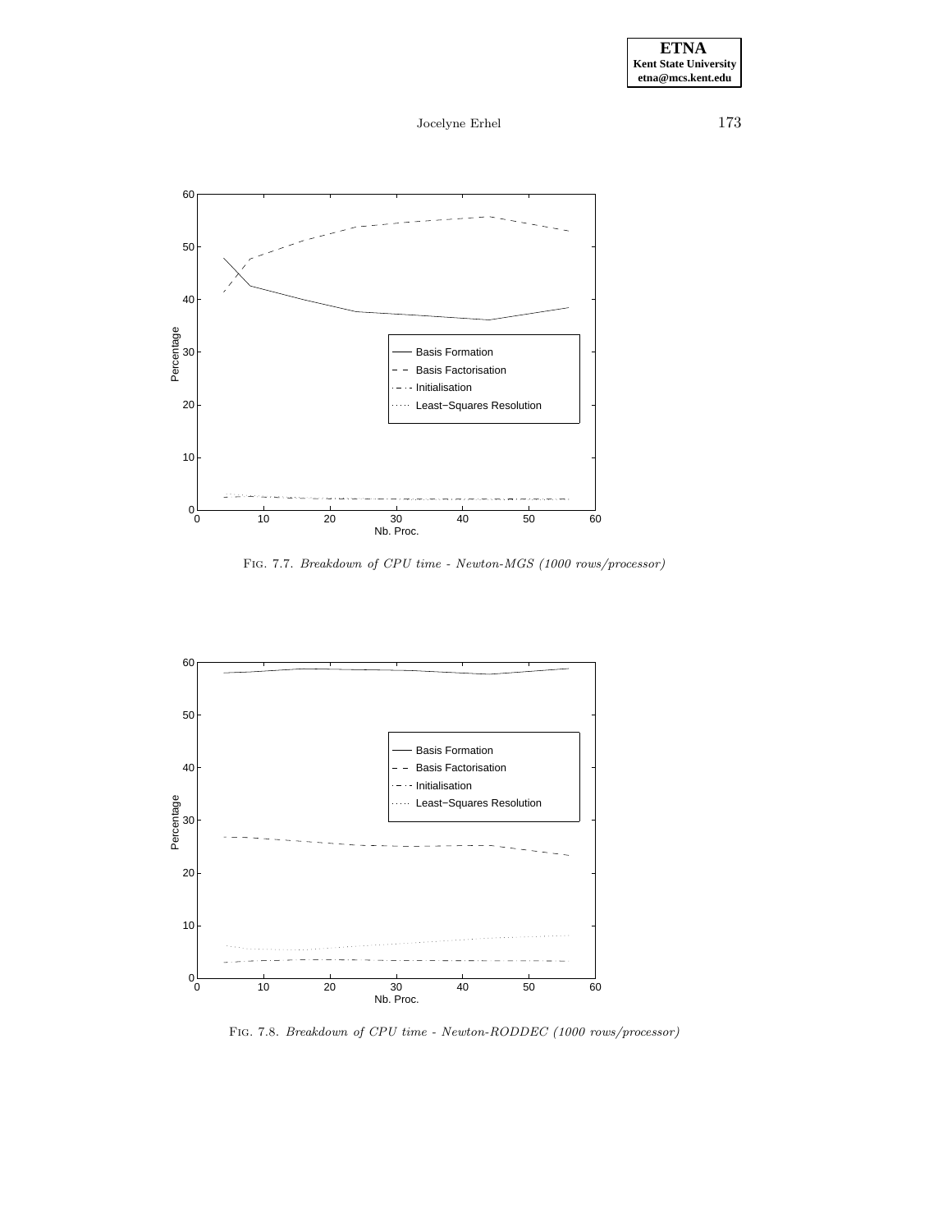Fig. 7.7. *Breakdown of CPU time - Newton-MGS (1000 rows/processor)*

Fig. 7.8. *Breakdown of CPU time - Newton-RODDEC (1000 rows/processor)*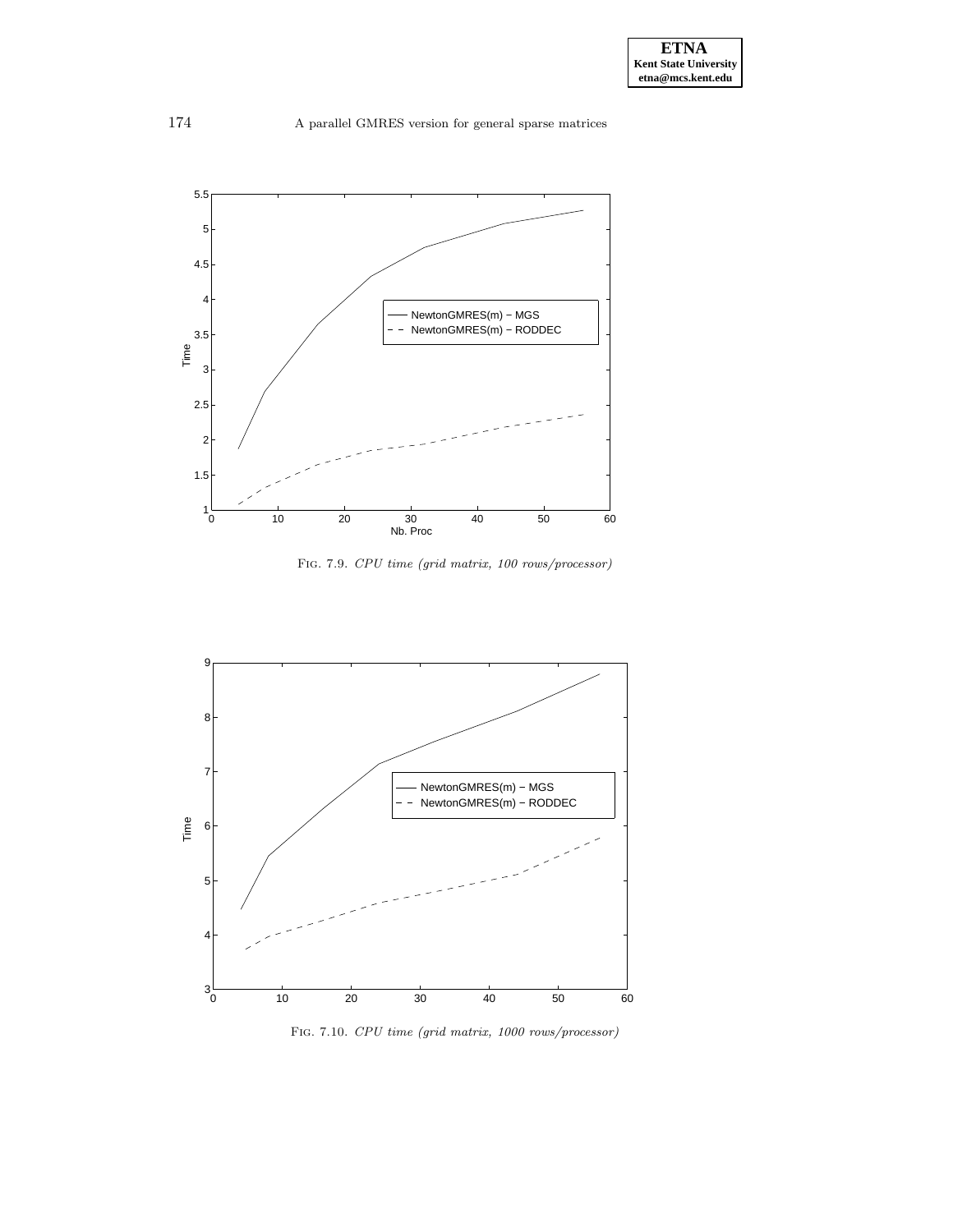Fig. 7.9. *CPU time (grid matrix, 100 rows/processor)*

Fig. 7.10. *CPU time (grid matrix, 1000 rows/processor)*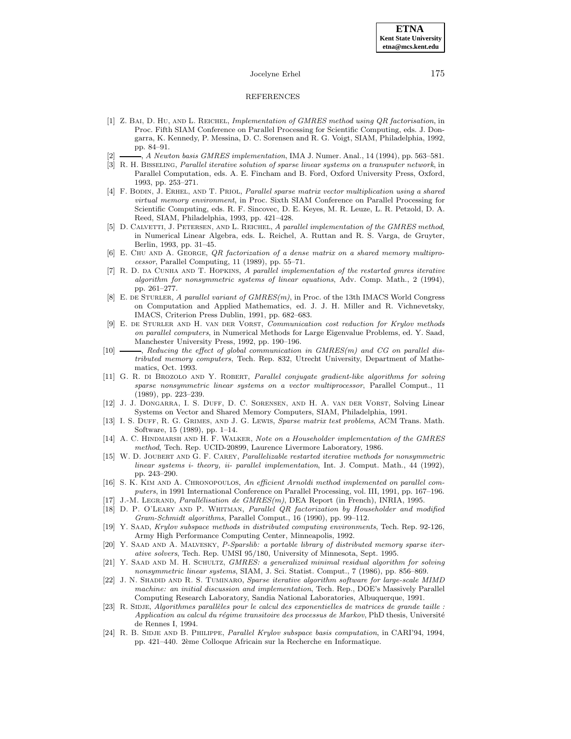## REFERENCES

[1] Z. Bai, D. Hu, and L. Reichel, *Implementation of GMRES method using QR factorisation*, in Proc. Fifth SIAM Conference on Parallel Processing for Scientific Computing, eds. J. Dongarra, K. Kennedy, P. Messina, D. C. Sorensen and R. G. Voigt, SIAM, Philadelphia, 1992, pp. 84–91.

[2] ———, *A Newton basis GMRES implementation*, IMA J. Numer. Anal., 14 (1994), pp. 563–581.

[3] R. H. Bisseling, *Parallel iterative solution of sparse linear systems on a transputer network*, in Parallel Computation, eds. A. E. Fincham and B. Ford, Oxford University Press, Oxford, 1993, pp. 253–271.

[4] F. Bodin, J. Erhel, and T. Priol, *Parallel sparse matrix vector multiplication using a shared virtual memory environment*, in Proc. Sixth SIAM Conference on Parallel Processing for Scientific Computing, eds. R. F. Sincovec, D. E. Keyes, M. R. Leuze, L. R. Petzold, D. A. Reed, SIAM, Philadelphia, 1993, pp. 421–428.

[5] D. Calvetti, J. Petersen, and L. Reichel, *A parallel implementation of the GMRES method*, in Numerical Linear Algebra, eds. L. Reichel, A. Ruttan and R. S. Varga, de Gruyter, Berlin, 1993, pp. 31–45.

[6] E. Chu and A. George, *QR factorization of a dense matrix on a shared memory multiprocessor*, Parallel Computing, 11 (1989), pp. 55–71.

[7] R. D. da Cunha and T. Hopkins, *A parallel implementation of the restarted gmres iterative algorithm for nonsymmetric systems of linear equations*, Adv. Comp. Math., 2 (1994), pp. 261–277.

[8] E. de Sturler, *A parallel variant of GMRES(m)*, in Proc. of the 13th IMACS World Congress on Computation and Applied Mathematics, ed. J. J. H. Miller and R. Vichnevetsky, IMACS, Criterion Press Dublin, 1991, pp. 682–683.

[9] E. de Sturler and H. van der Vorst, *Communication cost reduction for Krylov methods on parallel computers*, in Numerical Methods for Large Eigenvalue Problems, ed. Y. Saad, Manchester University Press, 1992, pp. 190–196.

[10] ———, *Reducing the effect of global communication in GMRES(m) and CG on parallel distributed memory computers*, Tech. Rep. 832, Utrecht University, Department of Mathematics, Oct. 1993.

[11] G. R. di Brozolo and Y. Robert, *Parallel conjugate gradient-like algorithms for solving sparse nonsymmetric linear systems on a vector multiprocessor*, Parallel Comput., 11 (1989), pp. 223–239.

[12] J. J. Dongarra, I. S. Duff, D. C. Sorensen, and H. A. van der Vorst, Solving Linear Systems on Vector and Shared Memory Computers, SIAM, Philadelphia, 1991.

[13] I. S. Duff, R. G. Grimes, and J. G. Lewis, *Sparse matrix test problems*, ACM Trans. Math. Software, 15 (1989), pp. 1–14.

[14] A. C. Hindmarsh and H. F. Walker, *Note on a Householder implementation of the GMRES method*, Tech. Rep. UCID-20899, Laurence Livermore Laboratory, 1986.

[15] W. D. Joubert and G. F. Carey, *Parallelizable restarted iterative methods for nonsymmetric linear systems i- theory, ii- parallel implementation*, Int. J. Comput. Math., 44 (1992), pp. 243–290.

[16] S. K. Kim and A. Chronopoulos, *An efficient Arnoldi method implemented on parallel computers*, in 1991 International Conference on Parallel Processing, vol. III, 1991, pp. 167–196.

[17] J.-M. Legrand, *Parallélisation de GMRES(m)*, DEA Report (in French), INRIA, 1995.

[18] D. P. O'Leary and P. Whitman, *Parallel QR factorization by Householder and modified Gram-Schmidt algorithms*, Parallel Comput., 16 (1990), pp. 99–112.

[19] Y. Saad, *Krylov subspace methods in distributed computing environments*, Tech. Rep. 92-126, Army High Performance Computing Center, Minneapolis, 1992.

[20] Y. Saad and A. Malvesky, *P-Sparslib: a portable library of distributed memory sparse iterative solvers*, Tech. Rep. UMSI 95/180, University of Minnesota, Sept. 1995.

[21] Y. Saad and M. H. Schultz, *GMRES: a generalized minimal residual algorithm for solving nonsymmetric linear systems*, SIAM, J. Sci. Statist. Comput., 7 (1986), pp. 856–869.

[22] J. N. Shadid and R. S. Tuminaro, *Sparse iterative algorithm software for large-scale MIMD machine: an initial discussion and implementation*, Tech. Rep., DOE's Massively Parallel Computing Research Laboratory, Sandia National Laboratories, Albuquerque, 1991.

[23] R. Sidje, *Algorithmes parallèles pour le calcul des exponentielles de matrices de grande taille : Application au calcul du régime transitoire des processus de Markov*, PhD thesis, Université de Rennes I, 1994.

[24] R. B. Sidje and B. Philippe, *Parallel Krylov subspace basis computation*, in CARI'94, 1994, pp. 421–440. 2ème Colloque Africain sur la Recherche en Informatique.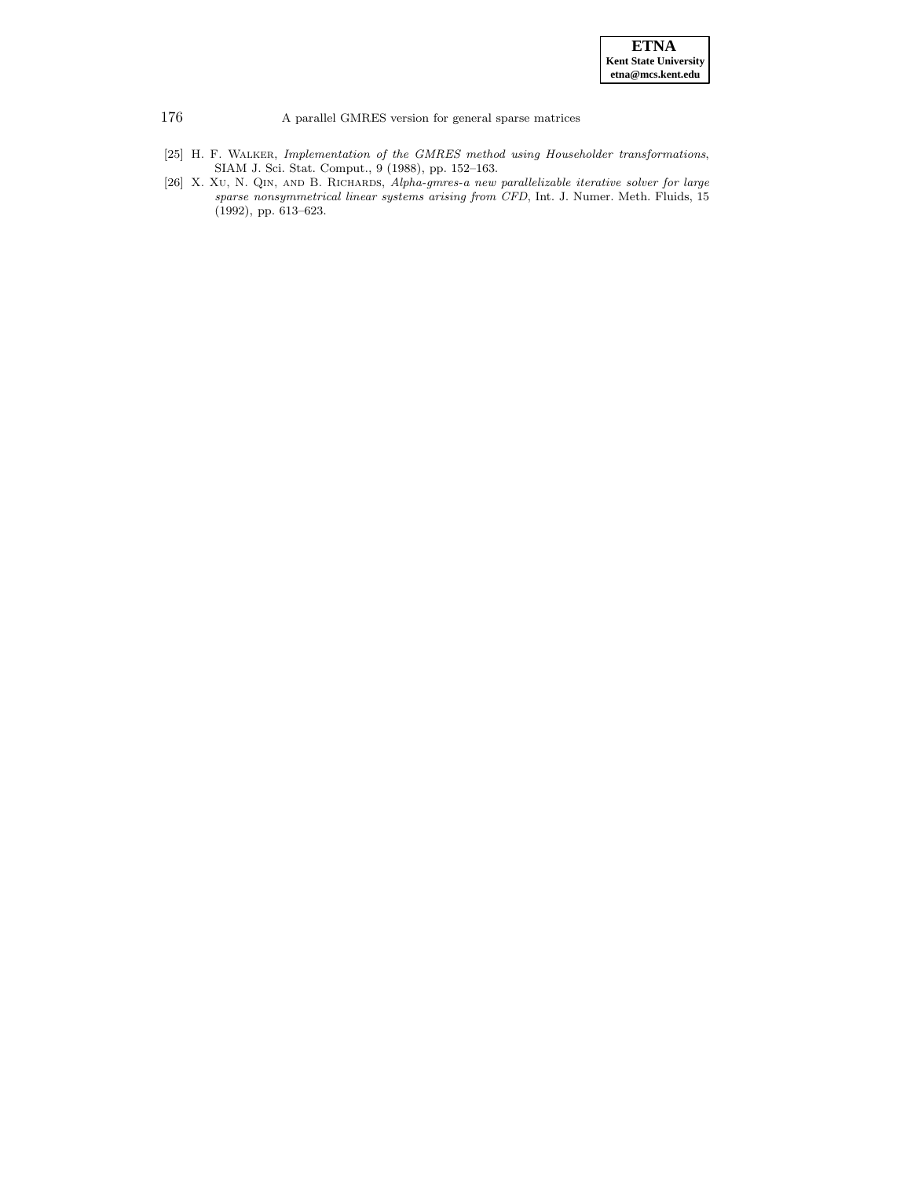[25] H. F. Walker, *Implementation of the GMRES method using Householder transformations*, SIAM J. Sci. Stat. Comput., 9 (1988), pp. 152–163.

[26] X. Xu, N. Qin, and B. Richards, *Alpha-gmres-a new parallelizable iterative solver for large sparse nonsymmetrical linear systems arising from CFD*, Int. J. Numer. Meth. Fluids, 15 (1992), pp. 613–623.